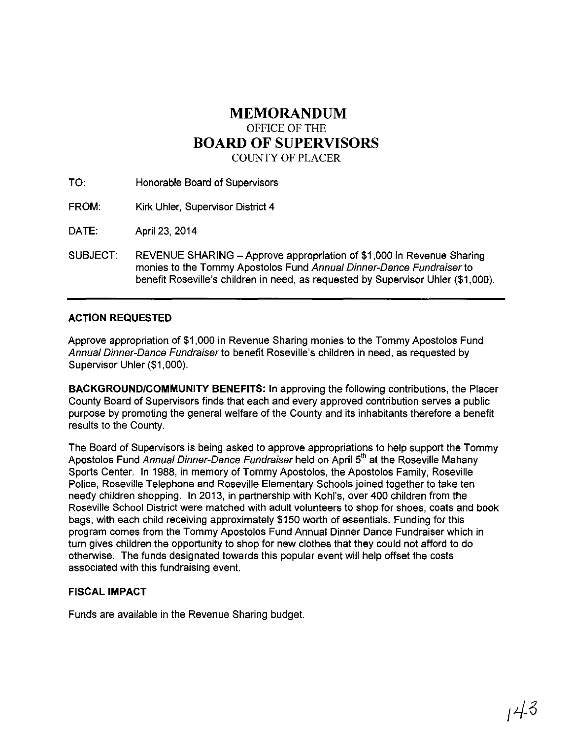# MEMORANDUM
OFFICE OF THE
# BOARD OF SUPERVISORS
COUNTY OF PLACER

TO: Honorable Board of Supervisors

FROM: Kirk Uhler, Supervisor District 4

DATE: April 23, 2014

SUBJECT: REVENUE SHARING – Approve appropriation of $1,000 in Revenue Sharing monies to the Tommy Apostolos Fund *Annual Dinner-Dance Fundraiser* to benefit Roseville's children in need, as requested by Supervisor Uhler ($1,000).

---

### ACTION REQUESTED

Approve appropriation of $1,000 in Revenue Sharing monies to the Tommy Apostolos Fund *Annual Dinner-Dance Fundraiser* to benefit Roseville's children in need, as requested by Supervisor Uhler ($1,000).

**BACKGROUND/COMMUNITY BENEFITS:** In approving the following contributions, the Placer County Board of Supervisors finds that each and every approved contribution serves a public purpose by promoting the general welfare of the County and its inhabitants therefore a benefit results to the County.

The Board of Supervisors is being asked to approve appropriations to help support the Tommy Apostolos Fund *Annual Dinner-Dance Fundraiser* held on April 5th at the Roseville Mahany Sports Center. In 1988, in memory of Tommy Apostolos, the Apostolos Family, Roseville Police, Roseville Telephone and Roseville Elementary Schools joined together to take ten needy children shopping. In 2013, in partnership with Kohl's, over 400 children from the Roseville School District were matched with adult volunteers to shop for shoes, coats and book bags, with each child receiving approximately $150 worth of essentials. Funding for this program comes from the Tommy Apostolos Fund Annual Dinner Dance Fundraiser which in turn gives children the opportunity to shop for new clothes that they could not afford to do otherwise. The funds designated towards this popular event will help offset the costs associated with this fundraising event.

### FISCAL IMPACT

Funds are available in the Revenue Sharing budget.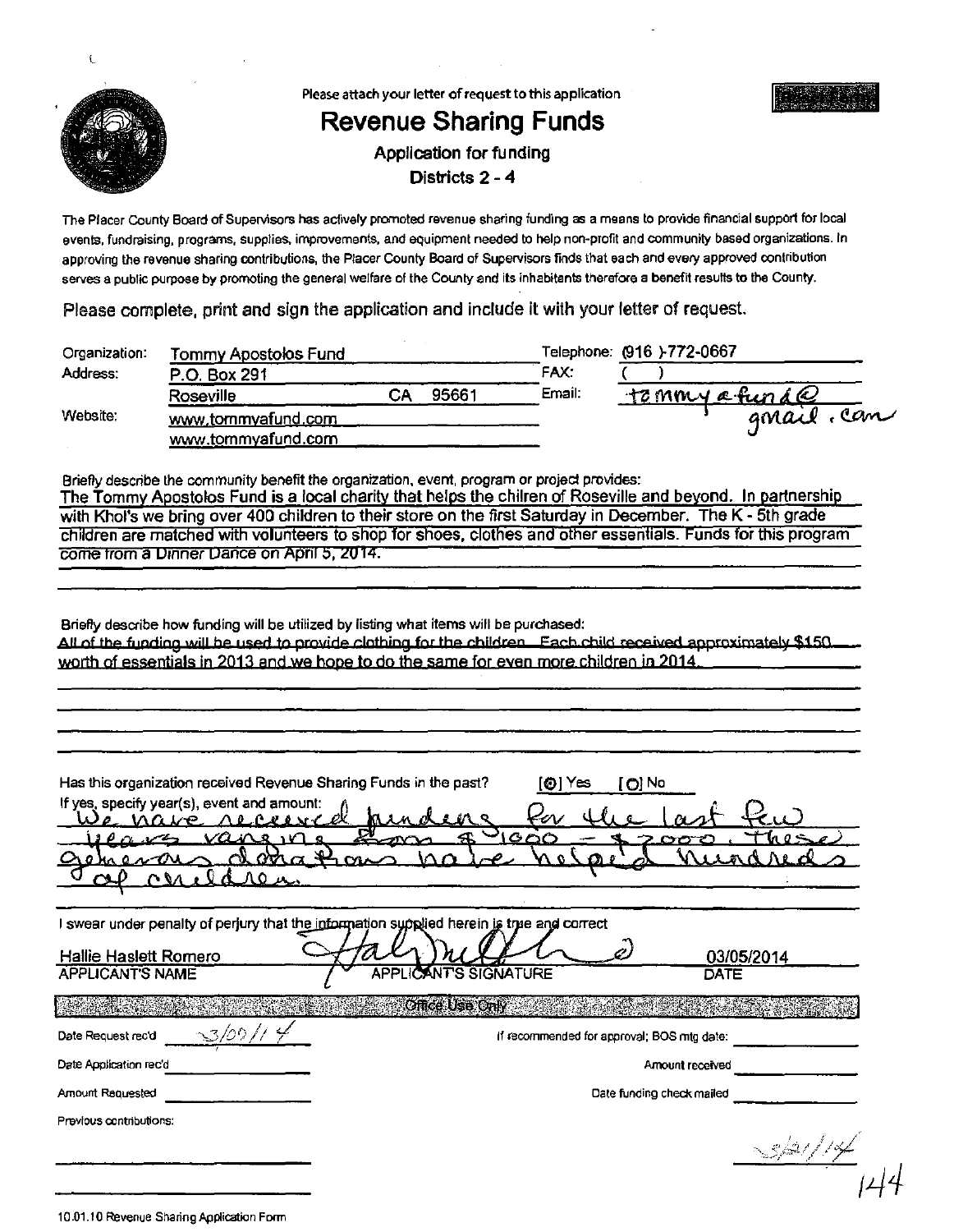Please attach your letter of request to this application

# Revenue Sharing Funds

## Application for funding

### Districts 2 - 4

The Placer County Board of Supervisors has actively promoted revenue sharing funding as a means to provide financial support for local events, fundraising, programs, supplies, improvements, and equipment needed to help non-profit and community based organizations. In approving the revenue sharing contributions, the Placer County Board of Supervisors finds that each and every approved contribution serves a public purpose by promoting the general welfare of the County and its inhabitants therefore a benefit results to the County.

Please complete, print and sign the application and include it with your letter of request.

| | | | |
|---|---|---|---|
| Organization: | Tommy Apostolos Fund | Telephone: | (916 )-772-0667 |
| Address: | P.O. Box 291 | FAX: | ( ) |
| | Roseville CA 95661 | Email: | tommyafund@gmail.com |
| Website: | www.tommyafund.com<br>www.tommyafund.com | | |

Briefly describe the community benefit the organization, event, program or project provides:

The Tommy Apostolos Fund is a local charity that helps the chilren of Roseville and beyond. In partnership with Khol's we bring over 400 children to their store on the first Saturday in December. The K - 5th grade children are matched with volunteers to shop for shoes, clothes and other essentials. Funds for this program come from a Dinner Dance on April 5, 2014.

Briefly describe how funding will be utilized by listing what items will be purchased:

All of the funding will be used to provide clothing for the children. Each child received approximately $150 worth of essentials in 2013 and we hope to do the same for even more children in 2014.

Has this organization received Revenue Sharing Funds in the past? [●] Yes [ ] No

If yes, specify year(s), event and amount: We have received funding for the last few years ranging from $1000 - $2000. These generous donations have helped hundreds of children.

I swear under penalty of perjury that the information supplied herein is true and correct

| | | |
|---|---|---|
| Hallie Haslett Romero | [signature] | 03/05/2014 |
| APPLICANT'S NAME | APPLICANT'S SIGNATURE | DATE |

**Office Use Only**

| | | | |
|---|---|---|---|
| Date Request rec'd | 3/09/14 | If recommended for approval; BOS mtg date: | |
| Date Application rec'd | | Amount received | |
| Amount Requested | | Date funding check mailed | |
| Previous contributions: | | | 3/21/14 |

144

10.01.10 Revenue Sharing Application Form